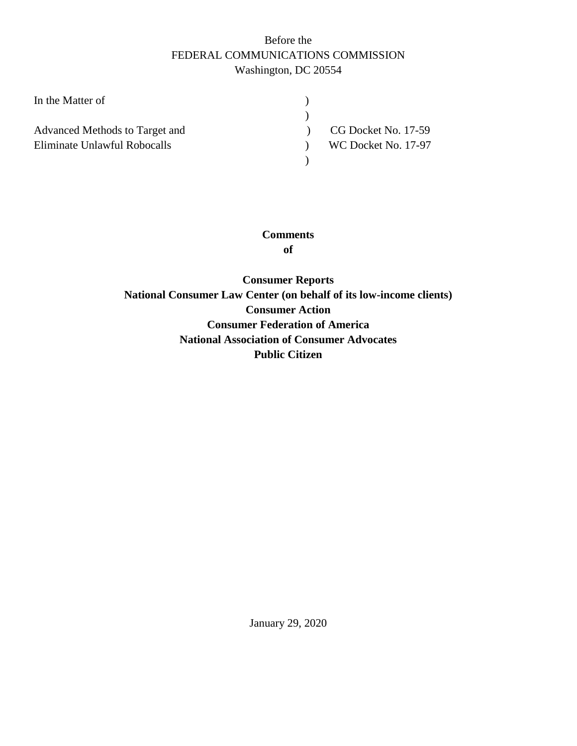Before the
FEDERAL COMMUNICATIONS COMMISSION
Washington, DC 20554

| | | |
|---|---|---|
| In the Matter of | ) | |
| | ) | |
| Advanced Methods to Target and | ) | CG Docket No. 17-59 |
| Eliminate Unlawful Robocalls | ) | WC Docket No. 17-97 |
| | ) | |

**Comments**
**of**

**Consumer Reports**
**National Consumer Law Center (on behalf of its low-income clients)**
**Consumer Action**
**Consumer Federation of America**
**National Association of Consumer Advocates**
**Public Citizen**

January 29, 2020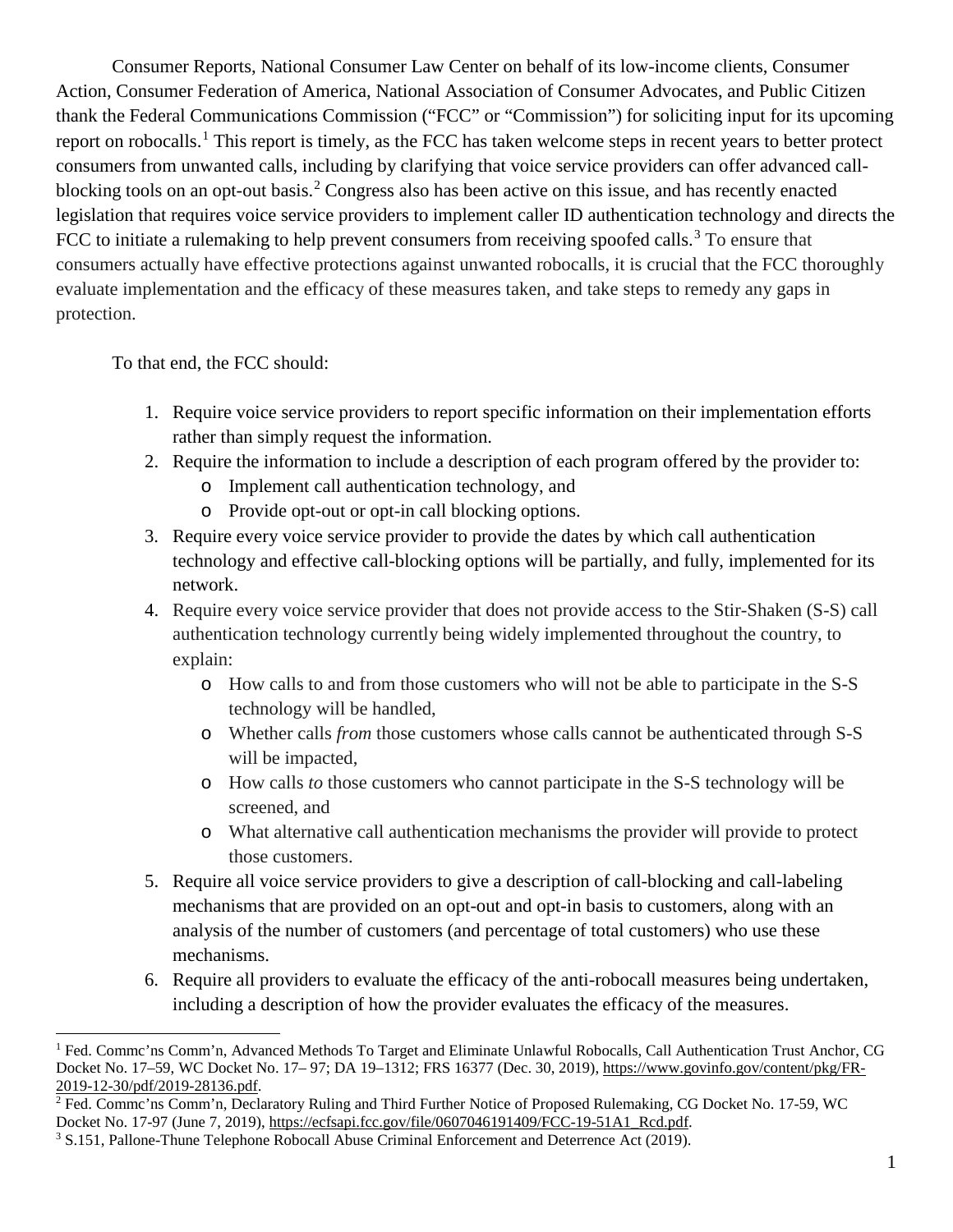Consumer Reports, National Consumer Law Center on behalf of its low-income clients, Consumer Action, Consumer Federation of America, National Association of Consumer Advocates, and Public Citizen thank the Federal Communications Commission ("FCC" or "Commission") for soliciting input for its upcoming report on robocalls.[1] This report is timely, as the FCC has taken welcome steps in recent years to better protect consumers from unwanted calls, including by clarifying that voice service providers can offer advanced call-blocking tools on an opt-out basis.[2] Congress also has been active on this issue, and has recently enacted legislation that requires voice service providers to implement caller ID authentication technology and directs the FCC to initiate a rulemaking to help prevent consumers from receiving spoofed calls.[3] To ensure that consumers actually have effective protections against unwanted robocalls, it is crucial that the FCC thoroughly evaluate implementation and the efficacy of these measures taken, and take steps to remedy any gaps in protection.

To that end, the FCC should:

1. Require voice service providers to report specific information on their implementation efforts rather than simply request the information.
2. Require the information to include a description of each program offered by the provider to:
   - Implement call authentication technology, and
   - Provide opt-out or opt-in call blocking options.
3. Require every voice service provider to provide the dates by which call authentication technology and effective call-blocking options will be partially, and fully, implemented for its network.
4. Require every voice service provider that does not provide access to the Stir-Shaken (S-S) call authentication technology currently being widely implemented throughout the country, to explain:
   - How calls to and from those customers who will not be able to participate in the S-S technology will be handled,
   - Whether calls *from* those customers whose calls cannot be authenticated through S-S will be impacted,
   - How calls *to* those customers who cannot participate in the S-S technology will be screened, and
   - What alternative call authentication mechanisms the provider will provide to protect those customers.
5. Require all voice service providers to give a description of call-blocking and call-labeling mechanisms that are provided on an opt-out and opt-in basis to customers, along with an analysis of the number of customers (and percentage of total customers) who use these mechanisms.
6. Require all providers to evaluate the efficacy of the anti-robocall measures being undertaken, including a description of how the provider evaluates the efficacy of the measures.

[1] Fed. Commc'ns Comm'n, Advanced Methods To Target and Eliminate Unlawful Robocalls, Call Authentication Trust Anchor, CG Docket No. 17–59, WC Docket No. 17– 97; DA 19–1312; FRS 16377 (Dec. 30, 2019), https://www.govinfo.gov/content/pkg/FR-2019-12-30/pdf/2019-28136.pdf.

[2] Fed. Commc'ns Comm'n, Declaratory Ruling and Third Further Notice of Proposed Rulemaking, CG Docket No. 17-59, WC Docket No. 17-97 (June 7, 2019), https://ecfsapi.fcc.gov/file/0607046191409/FCC-19-51A1_Rcd.pdf.

[3] S.151, Pallone-Thune Telephone Robocall Abuse Criminal Enforcement and Deterrence Act (2019).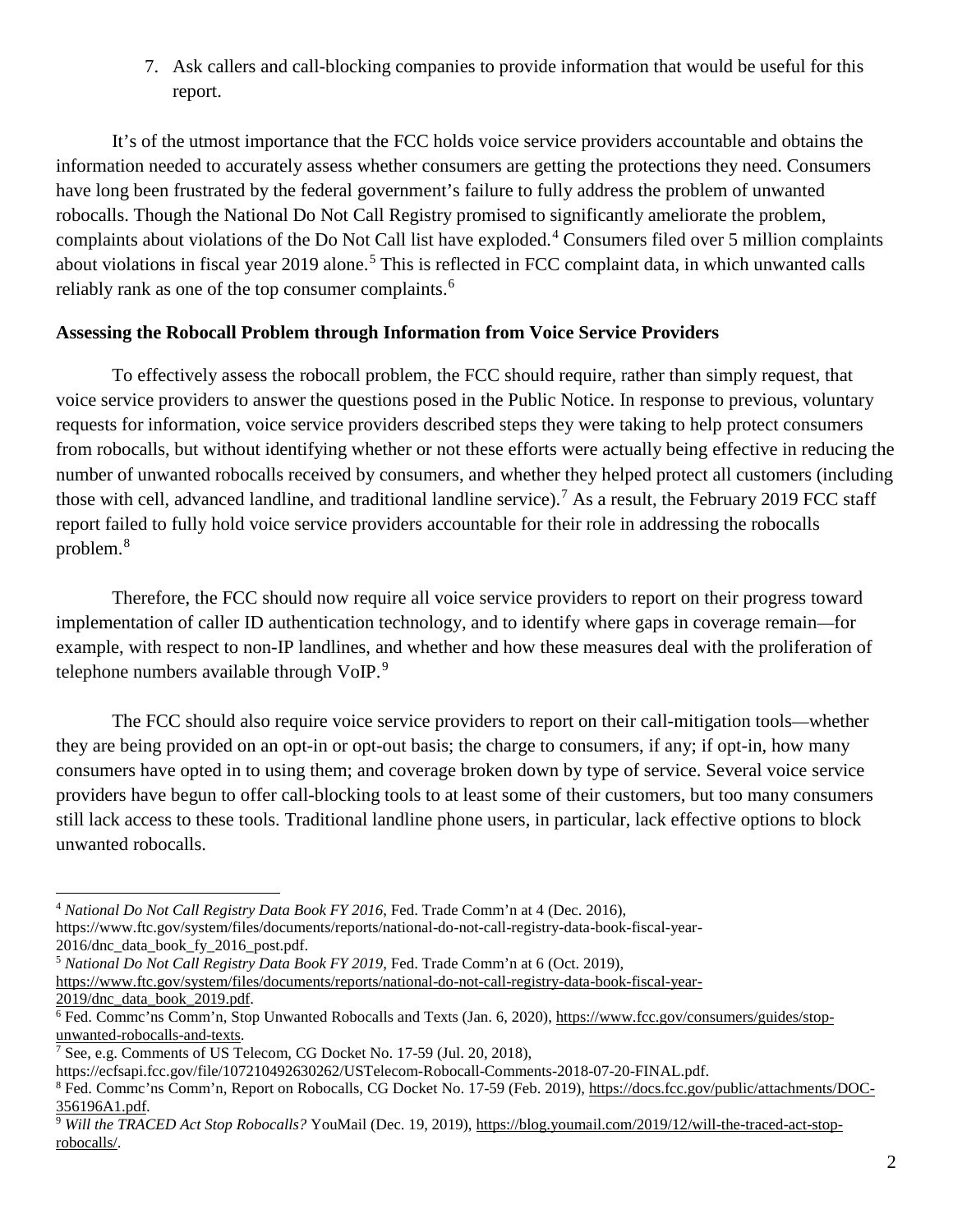7. Ask callers and call-blocking companies to provide information that would be useful for this report.

It's of the utmost importance that the FCC holds voice service providers accountable and obtains the information needed to accurately assess whether consumers are getting the protections they need. Consumers have long been frustrated by the federal government's failure to fully address the problem of unwanted robocalls. Though the National Do Not Call Registry promised to significantly ameliorate the problem, complaints about violations of the Do Not Call list have exploded.[4] Consumers filed over 5 million complaints about violations in fiscal year 2019 alone.[5] This is reflected in FCC complaint data, in which unwanted calls reliably rank as one of the top consumer complaints.[6]

**Assessing the Robocall Problem through Information from Voice Service Providers**

To effectively assess the robocall problem, the FCC should require, rather than simply request, that voice service providers to answer the questions posed in the Public Notice. In response to previous, voluntary requests for information, voice service providers described steps they were taking to help protect consumers from robocalls, but without identifying whether or not these efforts were actually being effective in reducing the number of unwanted robocalls received by consumers, and whether they helped protect all customers (including those with cell, advanced landline, and traditional landline service).[7] As a result, the February 2019 FCC staff report failed to fully hold voice service providers accountable for their role in addressing the robocalls problem.[8]

Therefore, the FCC should now require all voice service providers to report on their progress toward implementation of caller ID authentication technology, and to identify where gaps in coverage remain—for example, with respect to non-IP landlines, and whether and how these measures deal with the proliferation of telephone numbers available through VoIP.[9]

The FCC should also require voice service providers to report on their call-mitigation tools—whether they are being provided on an opt-in or opt-out basis; the charge to consumers, if any; if opt-in, how many consumers have opted in to using them; and coverage broken down by type of service. Several voice service providers have begun to offer call-blocking tools to at least some of their customers, but too many consumers still lack access to these tools. Traditional landline phone users, in particular, lack effective options to block unwanted robocalls.

---

[4] *National Do Not Call Registry Data Book FY 2016*, Fed. Trade Comm'n at 4 (Dec. 2016), https://www.ftc.gov/system/files/documents/reports/national-do-not-call-registry-data-book-fiscal-year-2016/dnc_data_book_fy_2016_post.pdf.

[5] *National Do Not Call Registry Data Book FY 2019*, Fed. Trade Comm'n at 6 (Oct. 2019), https://www.ftc.gov/system/files/documents/reports/national-do-not-call-registry-data-book-fiscal-year-2019/dnc_data_book_2019.pdf.

[6] Fed. Commc'ns Comm'n, Stop Unwanted Robocalls and Texts (Jan. 6, 2020), https://www.fcc.gov/consumers/guides/stop-unwanted-robocalls-and-texts.

[7] See, e.g. Comments of US Telecom, CG Docket No. 17-59 (Jul. 20, 2018), https://ecfsapi.fcc.gov/file/107210492630262/USTelecom-Robocall-Comments-2018-07-20-FINAL.pdf.

[8] Fed. Commc'ns Comm'n, Report on Robocalls, CG Docket No. 17-59 (Feb. 2019), https://docs.fcc.gov/public/attachments/DOC-356196A1.pdf.

[9] *Will the TRACED Act Stop Robocalls?* YouMail (Dec. 19, 2019), https://blog.youmail.com/2019/12/will-the-traced-act-stop-robocalls/.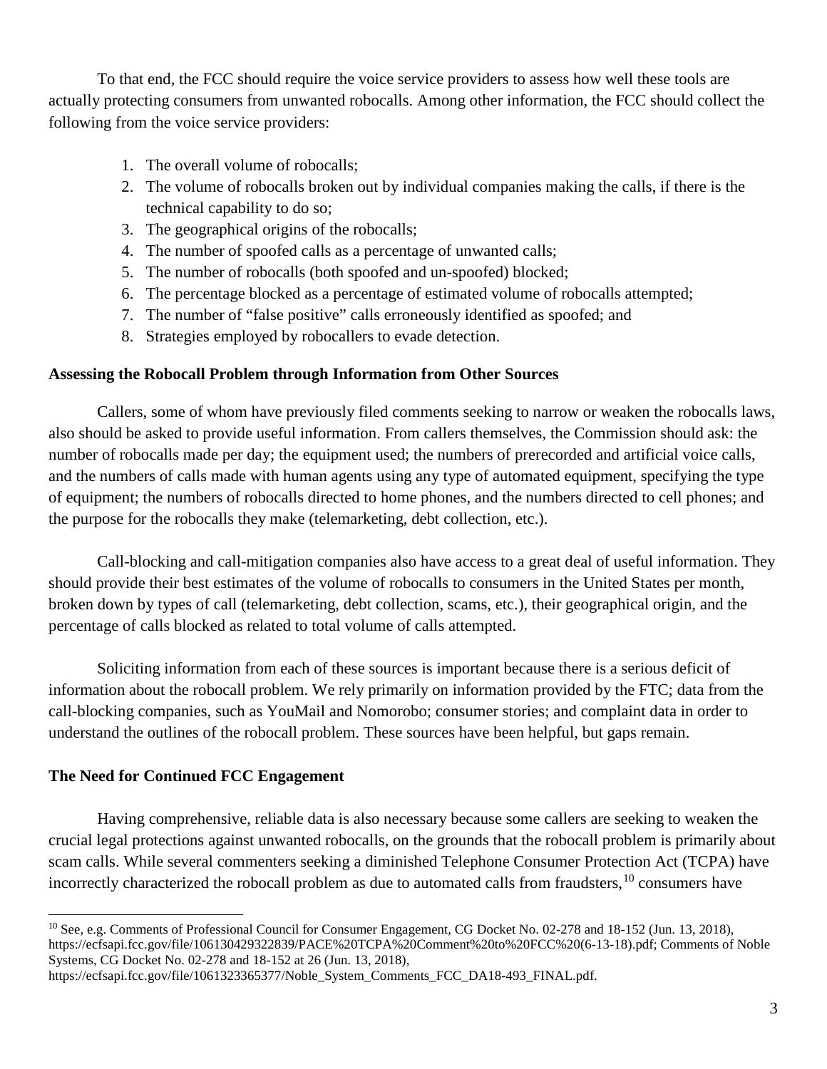To that end, the FCC should require the voice service providers to assess how well these tools are actually protecting consumers from unwanted robocalls. Among other information, the FCC should collect the following from the voice service providers:

1. The overall volume of robocalls;
2. The volume of robocalls broken out by individual companies making the calls, if there is the technical capability to do so;
3. The geographical origins of the robocalls;
4. The number of spoofed calls as a percentage of unwanted calls;
5. The number of robocalls (both spoofed and un-spoofed) blocked;
6. The percentage blocked as a percentage of estimated volume of robocalls attempted;
7. The number of "false positive" calls erroneously identified as spoofed; and
8. Strategies employed by robocallers to evade detection.

**Assessing the Robocall Problem through Information from Other Sources**

Callers, some of whom have previously filed comments seeking to narrow or weaken the robocalls laws, also should be asked to provide useful information. From callers themselves, the Commission should ask: the number of robocalls made per day; the equipment used; the numbers of prerecorded and artificial voice calls, and the numbers of calls made with human agents using any type of automated equipment, specifying the type of equipment; the numbers of robocalls directed to home phones, and the numbers directed to cell phones; and the purpose for the robocalls they make (telemarketing, debt collection, etc.).

Call-blocking and call-mitigation companies also have access to a great deal of useful information. They should provide their best estimates of the volume of robocalls to consumers in the United States per month, broken down by types of call (telemarketing, debt collection, scams, etc.), their geographical origin, and the percentage of calls blocked as related to total volume of calls attempted.

Soliciting information from each of these sources is important because there is a serious deficit of information about the robocall problem. We rely primarily on information provided by the FTC; data from the call-blocking companies, such as YouMail and Nomorobo; consumer stories; and complaint data in order to understand the outlines of the robocall problem. These sources have been helpful, but gaps remain.

**The Need for Continued FCC Engagement**

Having comprehensive, reliable data is also necessary because some callers are seeking to weaken the crucial legal protections against unwanted robocalls, on the grounds that the robocall problem is primarily about scam calls. While several commenters seeking a diminished Telephone Consumer Protection Act (TCPA) have incorrectly characterized the robocall problem as due to automated calls from fraudsters,[10] consumers have

[10] See, e.g. Comments of Professional Council for Consumer Engagement, CG Docket No. 02-278 and 18-152 (Jun. 13, 2018), https://ecfsapi.fcc.gov/file/106130429322839/PACE%20TCPA%20Comment%20to%20FCC%20(6-13-18).pdf; Comments of Noble Systems, CG Docket No. 02-278 and 18-152 at 26 (Jun. 13, 2018), https://ecfsapi.fcc.gov/file/1061323365377/Noble_System_Comments_FCC_DA18-493_FINAL.pdf.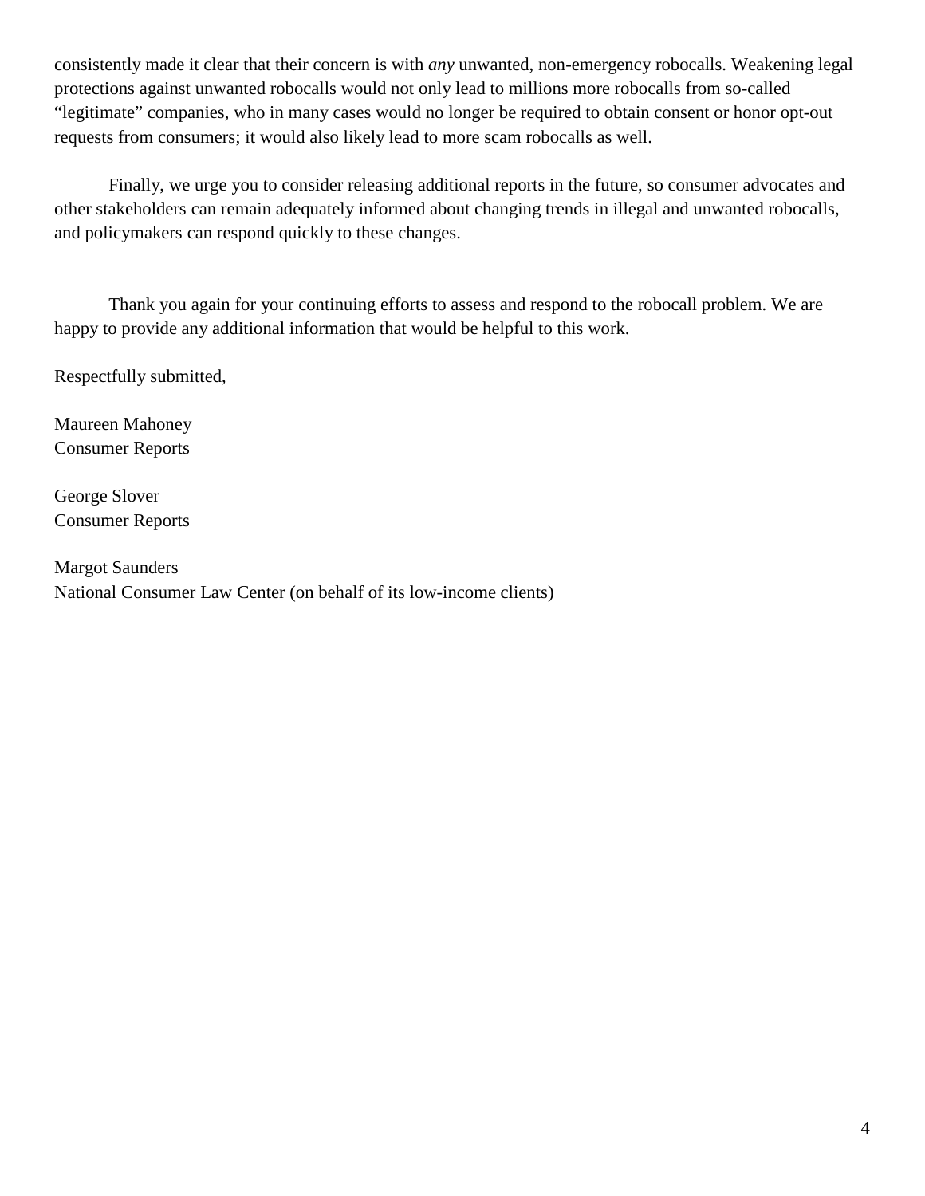consistently made it clear that their concern is with *any* unwanted, non-emergency robocalls. Weakening legal protections against unwanted robocalls would not only lead to millions more robocalls from so-called "legitimate" companies, who in many cases would no longer be required to obtain consent or honor opt-out requests from consumers; it would also likely lead to more scam robocalls as well.

Finally, we urge you to consider releasing additional reports in the future, so consumer advocates and other stakeholders can remain adequately informed about changing trends in illegal and unwanted robocalls, and policymakers can respond quickly to these changes.

Thank you again for your continuing efforts to assess and respond to the robocall problem. We are happy to provide any additional information that would be helpful to this work.

Respectfully submitted,

Maureen Mahoney
Consumer Reports

George Slover
Consumer Reports

Margot Saunders
National Consumer Law Center (on behalf of its low-income clients)